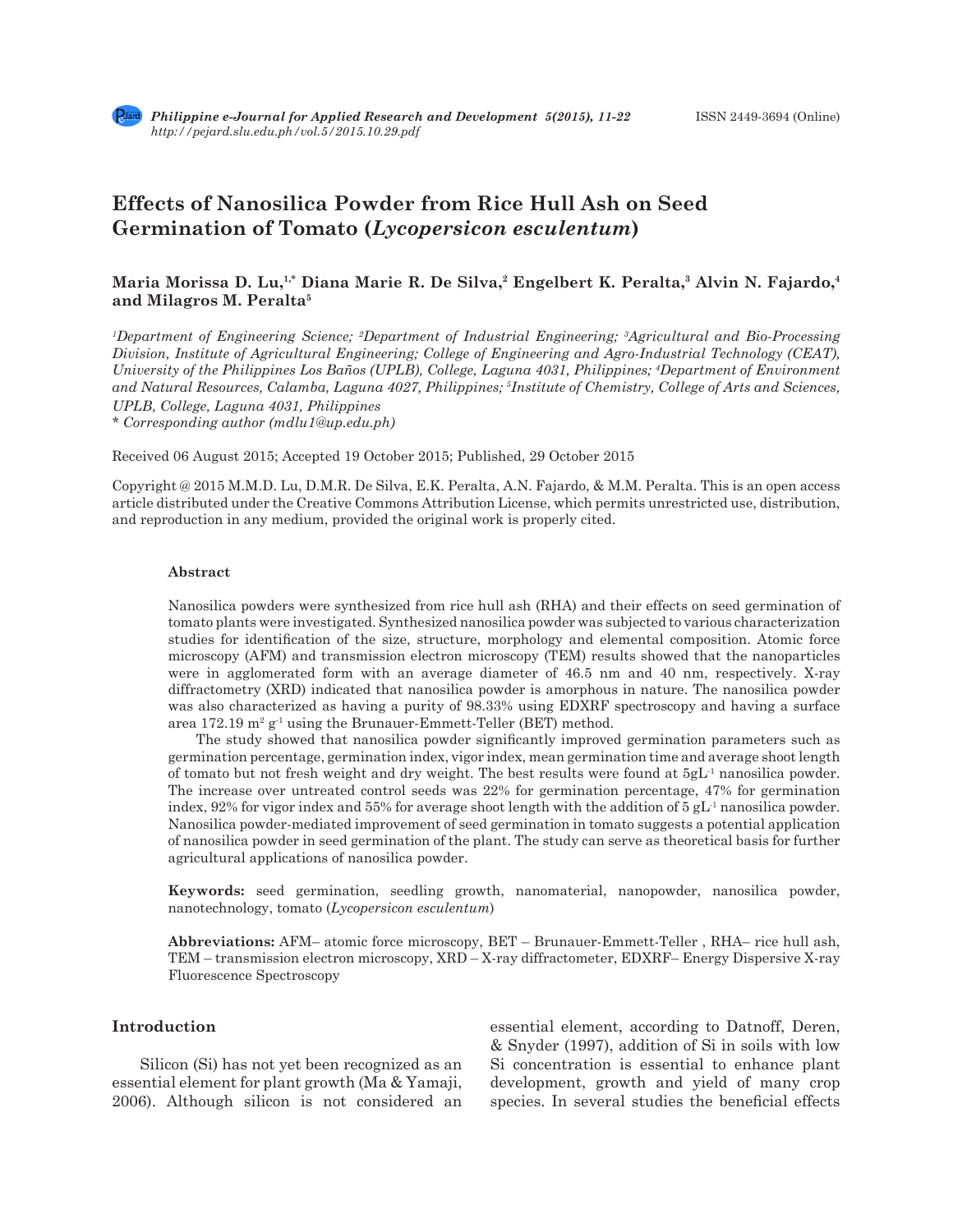# Effects of Nanosilica Powder from Rice Hull Ash on Seed Germination of Tomato (*Lycopersicon esculentum*)

**Maria Morissa D. Lu,[1,*] Diana Marie R. De Silva,[2] Engelbert K. Peralta,[3] Alvin N. Fajardo,[4] and Milagros M. Peralta[5]**

*[1]Department of Engineering Science; [2]Department of Industrial Engineering; [3]Agricultural and Bio-Processing Division, Institute of Agricultural Engineering; College of Engineering and Agro-Industrial Technology (CEAT), University of the Philippines Los Baños (UPLB), College, Laguna 4031, Philippines; [4]Department of Environment and Natural Resources, Calamba, Laguna 4027, Philippines; [5]Institute of Chemistry, College of Arts and Sciences, UPLB, College, Laguna 4031, Philippines*

*\* Corresponding author (mdlu1@up.edu.ph)*

Received 06 August 2015; Accepted 19 October 2015; Published, 29 October 2015

Copyright @ 2015 M.M.D. Lu, D.M.R. De Silva, E.K. Peralta, A.N. Fajardo, & M.M. Peralta. This is an open access article distributed under the Creative Commons Attribution License, which permits unrestricted use, distribution, and reproduction in any medium, provided the original work is properly cited.

### Abstract

Nanosilica powders were synthesized from rice hull ash (RHA) and their effects on seed germination of tomato plants were investigated. Synthesized nanosilica powder was subjected to various characterization studies for identification of the size, structure, morphology and elemental composition. Atomic force microscopy (AFM) and transmission electron microscopy (TEM) results showed that the nanoparticles were in agglomerated form with an average diameter of 46.5 nm and 40 nm, respectively. X-ray diffractometry (XRD) indicated that nanosilica powder is amorphous in nature. The nanosilica powder was also characterized as having a purity of 98.33% using EDXRF spectroscopy and having a surface area 172.19 $m^2\ g^{-1}$ using the Brunauer-Emmett-Teller (BET) method.

The study showed that nanosilica powder significantly improved germination parameters such as germination percentage, germination index, vigor index, mean germination time and average shoot length of tomato but not fresh weight and dry weight. The best results were found at $5gL^{-1}$ nanosilica powder. The increase over untreated control seeds was 22% for germination percentage, 47% for germination index, 92% for vigor index and 55% for average shoot length with the addition of 5 $gL^{-1}$ nanosilica powder. Nanosilica powder-mediated improvement of seed germination in tomato suggests a potential application of nanosilica powder in seed germination of the plant. The study can serve as theoretical basis for further agricultural applications of nanosilica powder.

**Keywords:** seed germination, seedling growth, nanomaterial, nanopowder, nanosilica powder, nanotechnology, tomato (*Lycopersicon esculentum*)

**Abbreviations:** AFM– atomic force microscopy, BET – Brunauer-Emmett-Teller , RHA– rice hull ash, TEM – transmission electron microscopy, XRD – X-ray diffractometer, EDXRF– Energy Dispersive X-ray Fluorescence Spectroscopy

## Introduction

Silicon (Si) has not yet been recognized as an essential element for plant growth (Ma & Yamaji, 2006). Although silicon is not considered an essential element, according to Datnoff, Deren, & Snyder (1997), addition of Si in soils with low Si concentration is essential to enhance plant development, growth and yield of many crop species. In several studies the beneficial effects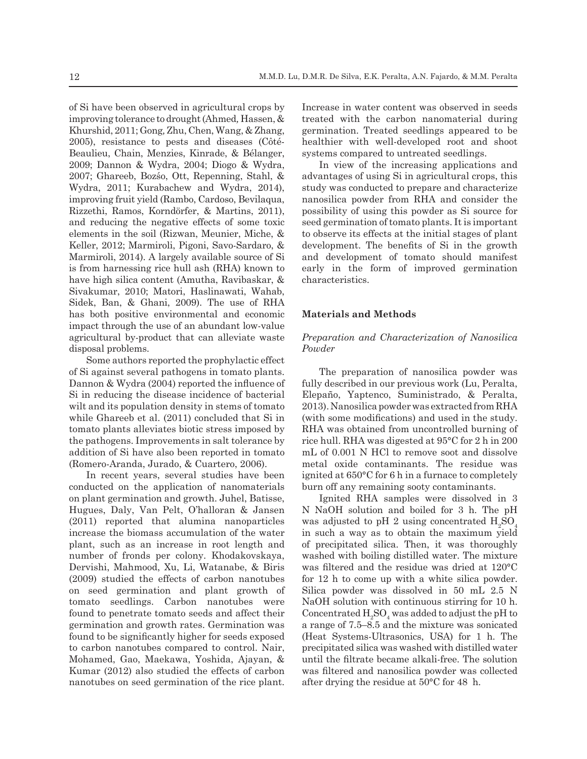of Si have been observed in agricultural crops by improving tolerance to drought (Ahmed, Hassen, & Khurshid, 2011; Gong, Zhu, Chen, Wang, & Zhang, 2005), resistance to pests and diseases (Côté-Beaulieu, Chain, Menzies, Kinrade, & Bélanger, 2009; Dannon & Wydra, 2004; Diogo & Wydra, 2007; Ghareeb, Bozśo, Ott, Repenning, Stahl, & Wydra, 2011; Kurabachew and Wydra, 2014), improving fruit yield (Rambo, Cardoso, Bevilaqua, Rizzethi, Ramos, Korndörfer, & Martins, 2011), and reducing the negative effects of some toxic elements in the soil (Rizwan, Meunier, Miche, & Keller, 2012; Marmiroli, Pigoni, Savo-Sardaro, & Marmiroli, 2014). A largely available source of Si is from harnessing rice hull ash (RHA) known to have high silica content (Amutha, Ravibaskar, & Sivakumar, 2010; Matori, Haslinawati, Wahab, Sidek, Ban, & Ghani, 2009). The use of RHA has both positive environmental and economic impact through the use of an abundant low-value agricultural by-product that can alleviate waste disposal problems.

Some authors reported the prophylactic effect of Si against several pathogens in tomato plants. Dannon & Wydra (2004) reported the influence of Si in reducing the disease incidence of bacterial wilt and its population density in stems of tomato while Ghareeb et al. (2011) concluded that Si in tomato plants alleviates biotic stress imposed by the pathogens. Improvements in salt tolerance by addition of Si have also been reported in tomato (Romero-Aranda, Jurado, & Cuartero, 2006).

In recent years, several studies have been conducted on the application of nanomaterials on plant germination and growth. Juhel, Batisse, Hugues, Daly, Van Pelt, O'halloran & Jansen (2011) reported that alumina nanoparticles increase the biomass accumulation of the water plant, such as an increase in root length and number of fronds per colony. Khodakovskaya, Dervishi, Mahmood, Xu, Li, Watanabe, & Biris (2009) studied the effects of carbon nanotubes on seed germination and plant growth of tomato seedlings. Carbon nanotubes were found to penetrate tomato seeds and affect their germination and growth rates. Germination was found to be significantly higher for seeds exposed to carbon nanotubes compared to control. Nair, Mohamed, Gao, Maekawa, Yoshida, Ajayan, & Kumar (2012) also studied the effects of carbon nanotubes on seed germination of the rice plant. Increase in water content was observed in seeds treated with the carbon nanomaterial during germination. Treated seedlings appeared to be healthier with well-developed root and shoot systems compared to untreated seedlings.

In view of the increasing applications and advantages of using Si in agricultural crops, this study was conducted to prepare and characterize nanosilica powder from RHA and consider the possibility of using this powder as Si source for seed germination of tomato plants. It is important to observe its effects at the initial stages of plant development. The benefits of Si in the growth and development of tomato should manifest early in the form of improved germination characteristics.

## Materials and Methods

### *Preparation and Characterization of Nanosilica Powder*

The preparation of nanosilica powder was fully described in our previous work (Lu, Peralta, Elepaño, Yaptenco, Suministrado, & Peralta, 2013). Nanosilica powder was extracted from RHA (with some modifications) and used in the study. RHA was obtained from uncontrolled burning of rice hull. RHA was digested at 95°C for 2 h in 200 mL of 0.001 N HCl to remove soot and dissolve metal oxide contaminants. The residue was ignited at 650°C for 6 h in a furnace to completely burn off any remaining sooty contaminants.

Ignited RHA samples were dissolved in 3 N NaOH solution and boiled for 3 h. The pH was adjusted to pH 2 using concentrated $H_2SO_4$ in such a way as to obtain the maximum yield of precipitated silica. Then, it was thoroughly washed with boiling distilled water. The mixture was filtered and the residue was dried at 120°C for 12 h to come up with a white silica powder. Silica powder was dissolved in 50 mL 2.5 N NaOH solution with continuous stirring for 10 h. Concentrated $H_2SO_4$ was added to adjust the pH to a range of 7.5–8.5 and the mixture was sonicated (Heat Systems-Ultrasonics, USA) for 1 h. The precipitated silica was washed with distilled water until the filtrate became alkali-free. The solution was filtered and nanosilica powder was collected after drying the residue at 50°C for 48 h.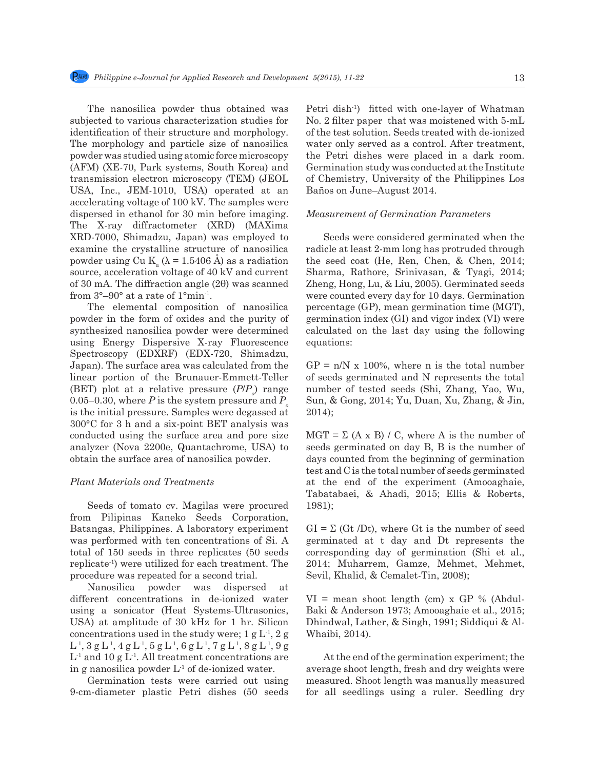The nanosilica powder thus obtained was subjected to various characterization studies for identification of their structure and morphology. The morphology and particle size of nanosilica powder was studied using atomic force microscopy (AFM) (XE-70, Park systems, South Korea) and transmission electron microscopy (TEM) (JEOL USA, Inc., JEM-1010, USA) operated at an accelerating voltage of 100 kV. The samples were dispersed in ethanol for 30 min before imaging. The X-ray diffractometer (XRD) (MAXima XRD-7000, Shimadzu, Japan) was employed to examine the crystalline structure of nanosilica powder using Cu $K_\alpha$ ($\lambda$ = 1.5406 Å) as a radiation source, acceleration voltage of 40 kV and current of 30 mA. The diffraction angle (2θ) was scanned from 3°–90° at a rate of 1°min$^{-1}$.

The elemental composition of nanosilica powder in the form of oxides and the purity of synthesized nanosilica powder were determined using Energy Dispersive X-ray Fluorescence Spectroscopy (EDXRF) (EDX-720, Shimadzu, Japan). The surface area was calculated from the linear portion of the Brunauer-Emmett-Teller (BET) plot at a relative pressure ($P/P_o$) range 0.05–0.30, where $P$ is the system pressure and $P_o$ is the initial pressure. Samples were degassed at 300°C for 3 h and a six-point BET analysis was conducted using the surface area and pore size analyzer (Nova 2200e, Quantachrome, USA) to obtain the surface area of nanosilica powder.

*Plant Materials and Treatments*

Seeds of tomato cv. Magilas were procured from Pilipinas Kaneko Seeds Corporation, Batangas, Philippines. A laboratory experiment was performed with ten concentrations of Si. A total of 150 seeds in three replicates (50 seeds replicate$^{-1}$) were utilized for each treatment. The procedure was repeated for a second trial.

Nanosilica powder was dispersed at different concentrations in de-ionized water using a sonicator (Heat Systems-Ultrasonics, USA) at amplitude of 30 kHz for 1 hr. Silicon concentrations used in the study were; 1 g L$^{-1}$, 2 g L$^{-1}$, 3 g L$^{-1}$, 4 g L$^{-1}$, 5 g L$^{-1}$, 6 g L$^{-1}$, 7 g L$^{-1}$, 8 g L$^{-1}$, 9 g L$^{-1}$ and 10 g L$^{-1}$. All treatment concentrations are in g nanosilica powder L$^{-1}$ of de-ionized water.

Germination tests were carried out using 9-cm-diameter plastic Petri dishes (50 seeds Petri dish$^{-1}$) fitted with one-layer of Whatman No. 2 filter paper that was moistened with 5-mL of the test solution. Seeds treated with de-ionized water only served as a control. After treatment, the Petri dishes were placed in a dark room. Germination study was conducted at the Institute of Chemistry, University of the Philippines Los Baños on June–August 2014.

*Measurement of Germination Parameters*

Seeds were considered germinated when the radicle at least 2-mm long has protruded through the seed coat (He, Ren, Chen, & Chen, 2014; Sharma, Rathore, Srinivasan, & Tyagi, 2014; Zheng, Hong, Lu, & Liu, 2005). Germinated seeds were counted every day for 10 days. Germination percentage (GP), mean germination time (MGT), germination index (GI) and vigor index (VI) were calculated on the last day using the following equations:

GP = n/N x 100%, where n is the total number of seeds germinated and N represents the total number of tested seeds (Shi, Zhang, Yao, Wu, Sun, & Gong, 2014; Yu, Duan, Xu, Zhang, & Jin, 2014);

MGT = Σ (A x B) / C, where A is the number of seeds germinated on day B, B is the number of days counted from the beginning of germination test and C is the total number of seeds germinated at the end of the experiment (Amooaghaie, Tabatabaei, & Ahadi, 2015; Ellis & Roberts, 1981);

GI = Σ (Gt /Dt), where Gt is the number of seed germinated at t day and Dt represents the corresponding day of germination (Shi et al., 2014; Muharrem, Gamze, Mehmet, Mehmet, Sevil, Khalid, & Cemalet-Tin, 2008);

VI = mean shoot length (cm) x GP % (Abdul-Baki & Anderson 1973; Amooaghaie et al., 2015; Dhindwal, Lather, & Singh, 1991; Siddiqui & Al-Whaibi, 2014).

At the end of the germination experiment; the average shoot length, fresh and dry weights were measured. Shoot length was manually measured for all seedlings using a ruler. Seedling dry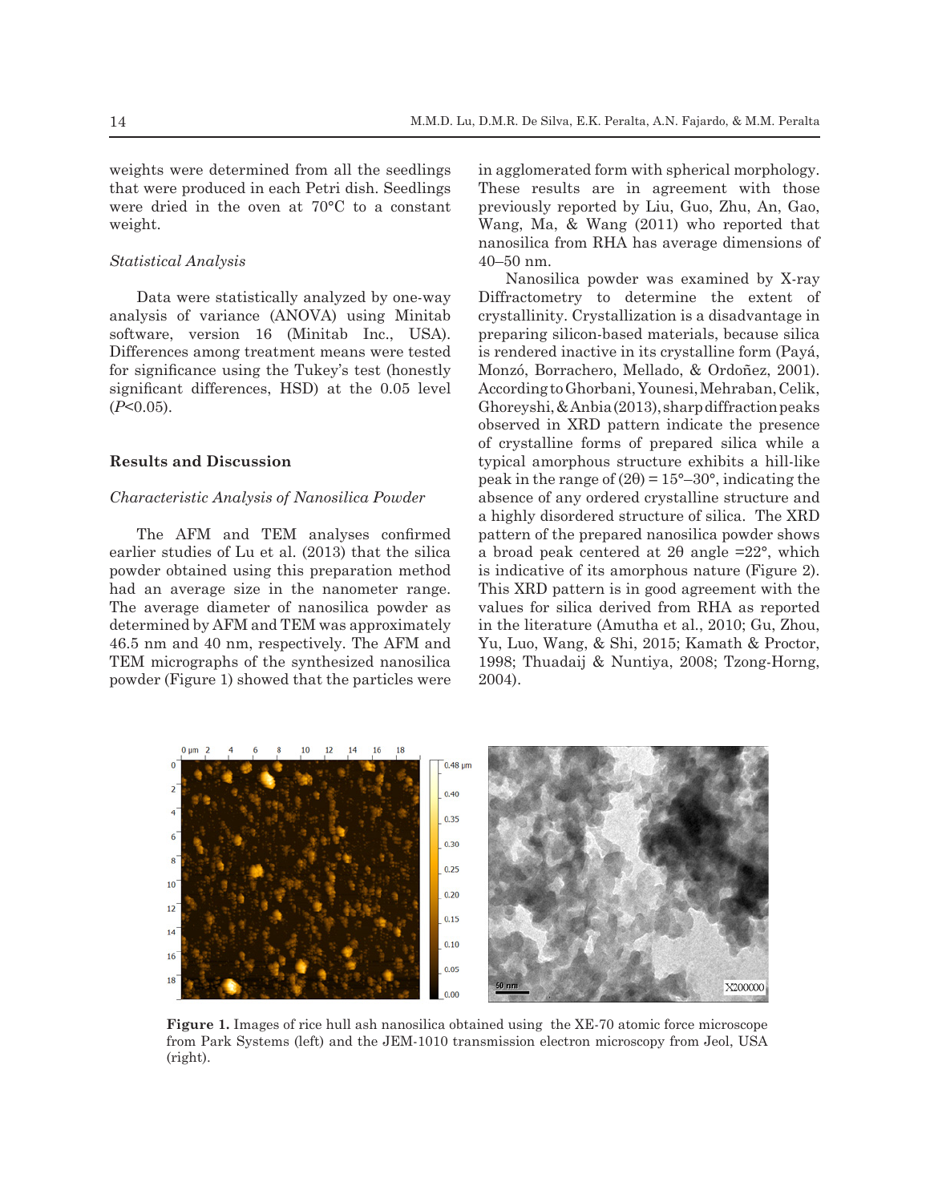weights were determined from all the seedlings that were produced in each Petri dish. Seedlings were dried in the oven at 70°C to a constant weight.

*Statistical Analysis*

Data were statistically analyzed by one-way analysis of variance (ANOVA) using Minitab software, version 16 (Minitab Inc., USA). Differences among treatment means were tested for significance using the Tukey's test (honestly significant differences, HSD) at the 0.05 level ($P$<0.05).

## Results and Discussion

*Characteristic Analysis of Nanosilica Powder*

The AFM and TEM analyses confirmed earlier studies of Lu et al. (2013) that the silica powder obtained using this preparation method had an average size in the nanometer range. The average diameter of nanosilica powder as determined by AFM and TEM was approximately 46.5 nm and 40 nm, respectively. The AFM and TEM micrographs of the synthesized nanosilica powder (Figure 1) showed that the particles were in agglomerated form with spherical morphology. These results are in agreement with those previously reported by Liu, Guo, Zhu, An, Gao, Wang, Ma, & Wang (2011) who reported that nanosilica from RHA has average dimensions of 40–50 nm.

Nanosilica powder was examined by X-ray Diffractometry to determine the extent of crystallinity. Crystallization is a disadvantage in preparing silicon-based materials, because silica is rendered inactive in its crystalline form (Payá, Monzó, Borrachero, Mellado, & Ordoñez, 2001). According to Ghorbani, Younesi, Mehraban, Celik, Ghoreyshi, & Anbia (2013), sharp diffraction peaks observed in XRD pattern indicate the presence of crystalline forms of prepared silica while a typical amorphous structure exhibits a hill-like peak in the range of (2θ) = 15°–30°, indicating the absence of any ordered crystalline structure and a highly disordered structure of silica. The XRD pattern of the prepared nanosilica powder shows a broad peak centered at 2θ angle =22°, which is indicative of its amorphous nature (Figure 2). This XRD pattern is in good agreement with the values for silica derived from RHA as reported in the literature (Amutha et al., 2010; Gu, Zhou, Yu, Luo, Wang, & Shi, 2015; Kamath & Proctor, 1998; Thuadaij & Nuntiya, 2008; Tzong-Horng, 2004).

**Figure 1.** Images of rice hull ash nanosilica obtained using the XE-70 atomic force microscope from Park Systems (left) and the JEM-1010 transmission electron microscopy from Jeol, USA (right).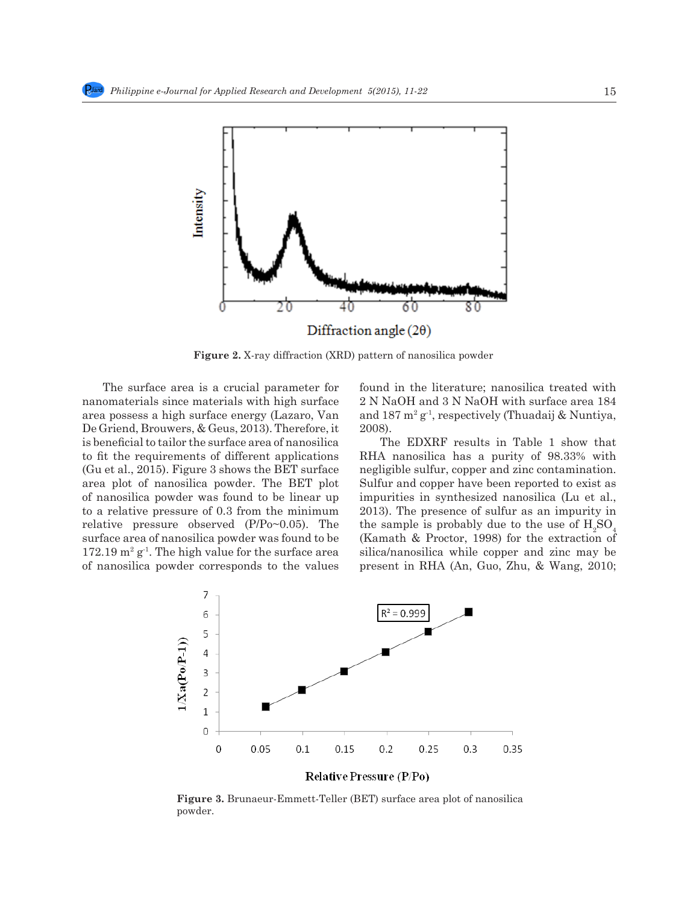Figure 2. X-ray diffraction (XRD) pattern of nanosilica powder

The surface area is a crucial parameter for nanomaterials since materials with high surface area possess a high surface energy (Lazaro, Van De Griend, Brouwers, & Geus, 2013). Therefore, it is beneficial to tailor the surface area of nanosilica to fit the requirements of different applications (Gu et al., 2015). Figure 3 shows the BET surface area plot of nanosilica powder. The BET plot of nanosilica powder was found to be linear up to a relative pressure of 0.3 from the minimum relative pressure observed (P/Po~0.05). The surface area of nanosilica powder was found to be 172.19 $m^2\ g^{-1}$. The high value for the surface area of nanosilica powder corresponds to the values found in the literature; nanosilica treated with 2 N NaOH and 3 N NaOH with surface area 184 and 187 $m^2\ g^{-1}$, respectively (Thuadaij & Nuntiya, 2008).

The EDXRF results in Table 1 show that RHA nanosilica has a purity of 98.33% with negligible sulfur, copper and zinc contamination. Sulfur and copper have been reported to exist as impurities in synthesized nanosilica (Lu et al., 2013). The presence of sulfur as an impurity in the sample is probably due to the use of $H_2SO_4$ (Kamath & Proctor, 1998) for the extraction of silica/nanosilica while copper and zinc may be present in RHA (An, Guo, Zhu, & Wang, 2010;

Figure 3. Brunaeur-Emmett-Teller (BET) surface area plot of nanosilica powder.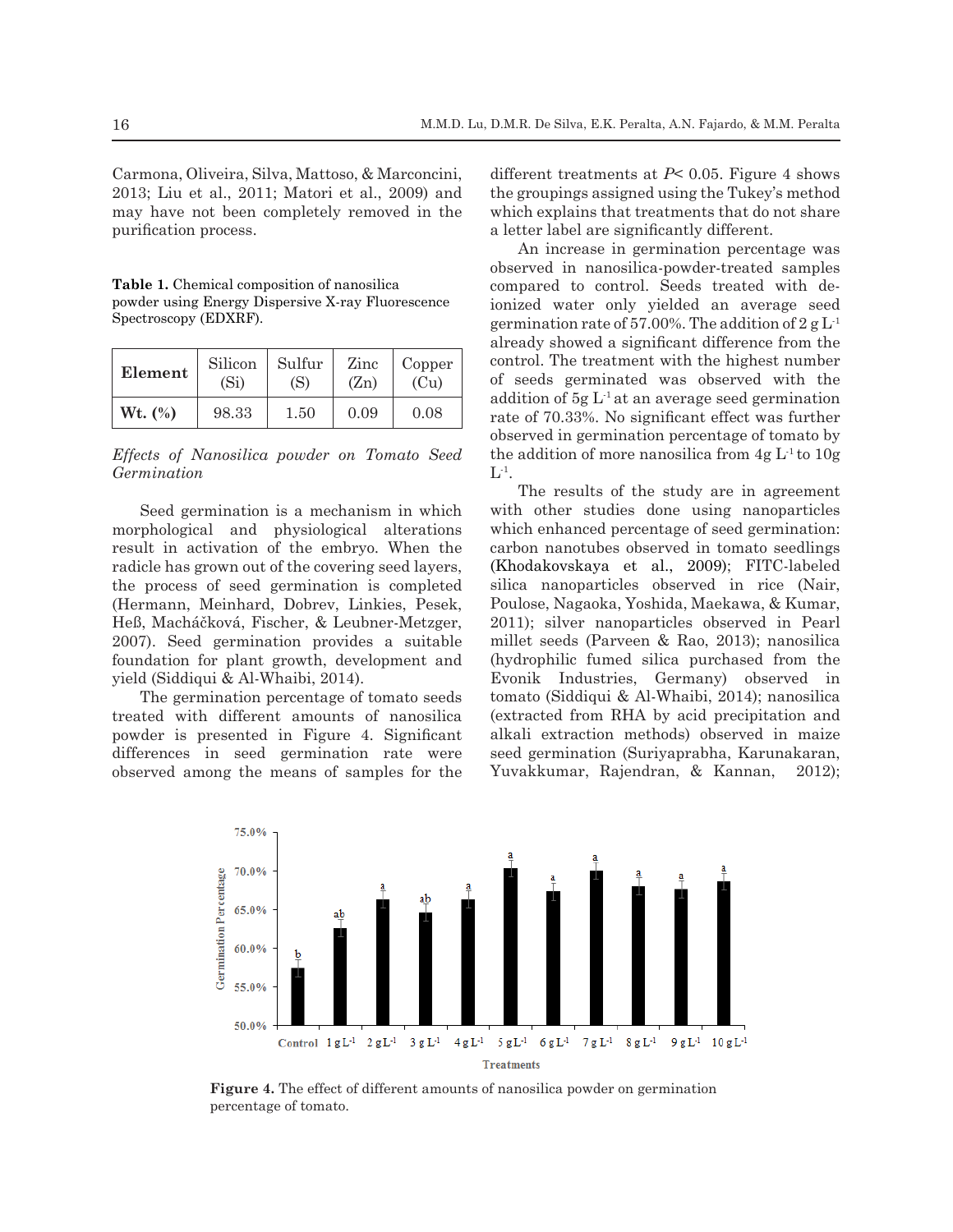Carmona, Oliveira, Silva, Mattoso, & Marconcini, 2013; Liu et al., 2011; Matori et al., 2009) and may have not been completely removed in the purification process.

**Table 1.** Chemical composition of nanosilica powder using Energy Dispersive X-ray Fluorescence Spectroscopy (EDXRF).

| Element | Silicon (Si) | Sulfur (S) | Zinc (Zn) | Copper (Cu) |
|---|---|---|---|---|
| **Wt. (%)** | 98.33 | 1.50 | 0.09 | 0.08 |

*Effects of Nanosilica powder on Tomato Seed Germination*

Seed germination is a mechanism in which morphological and physiological alterations result in activation of the embryo. When the radicle has grown out of the covering seed layers, the process of seed germination is completed (Hermann, Meinhard, Dobrev, Linkies, Pesek, Heß, Macháčková, Fischer, & Leubner-Metzger, 2007). Seed germination provides a suitable foundation for plant growth, development and yield (Siddiqui & Al-Whaibi, 2014).

The germination percentage of tomato seeds treated with different amounts of nanosilica powder is presented in Figure 4. Significant differences in seed germination rate were observed among the means of samples for the different treatments at $P < 0.05$. Figure 4 shows the groupings assigned using the Tukey's method which explains that treatments that do not share a letter label are significantly different.

An increase in germination percentage was observed in nanosilica-powder-treated samples compared to control. Seeds treated with de-ionized water only yielded an average seed germination rate of 57.00%. The addition of 2 g $L^{-1}$ already showed a significant difference from the control. The treatment with the highest number of seeds germinated was observed with the addition of 5g $L^{-1}$ at an average seed germination rate of 70.33%. No significant effect was further observed in germination percentage of tomato by the addition of more nanosilica from 4g $L^{-1}$ to 10g $L^{-1}$.

The results of the study are in agreement with other studies done using nanoparticles which enhanced percentage of seed germination: carbon nanotubes observed in tomato seedlings (Khodakovskaya et al., 2009); FITC-labeled silica nanoparticles observed in rice (Nair, Poulose, Nagaoka, Yoshida, Maekawa, & Kumar, 2011); silver nanoparticles observed in Pearl millet seeds (Parveen & Rao, 2013); nanosilica (hydrophilic fumed silica purchased from the Evonik Industries, Germany) observed in tomato (Siddiqui & Al-Whaibi, 2014); nanosilica (extracted from RHA by acid precipitation and alkali extraction methods) observed in maize seed germination (Suriyaprabha, Karunakaran, Yuvakkumar, Rajendran, & Kannan, 2012);

**Figure 4.** The effect of different amounts of nanosilica powder on germination percentage of tomato.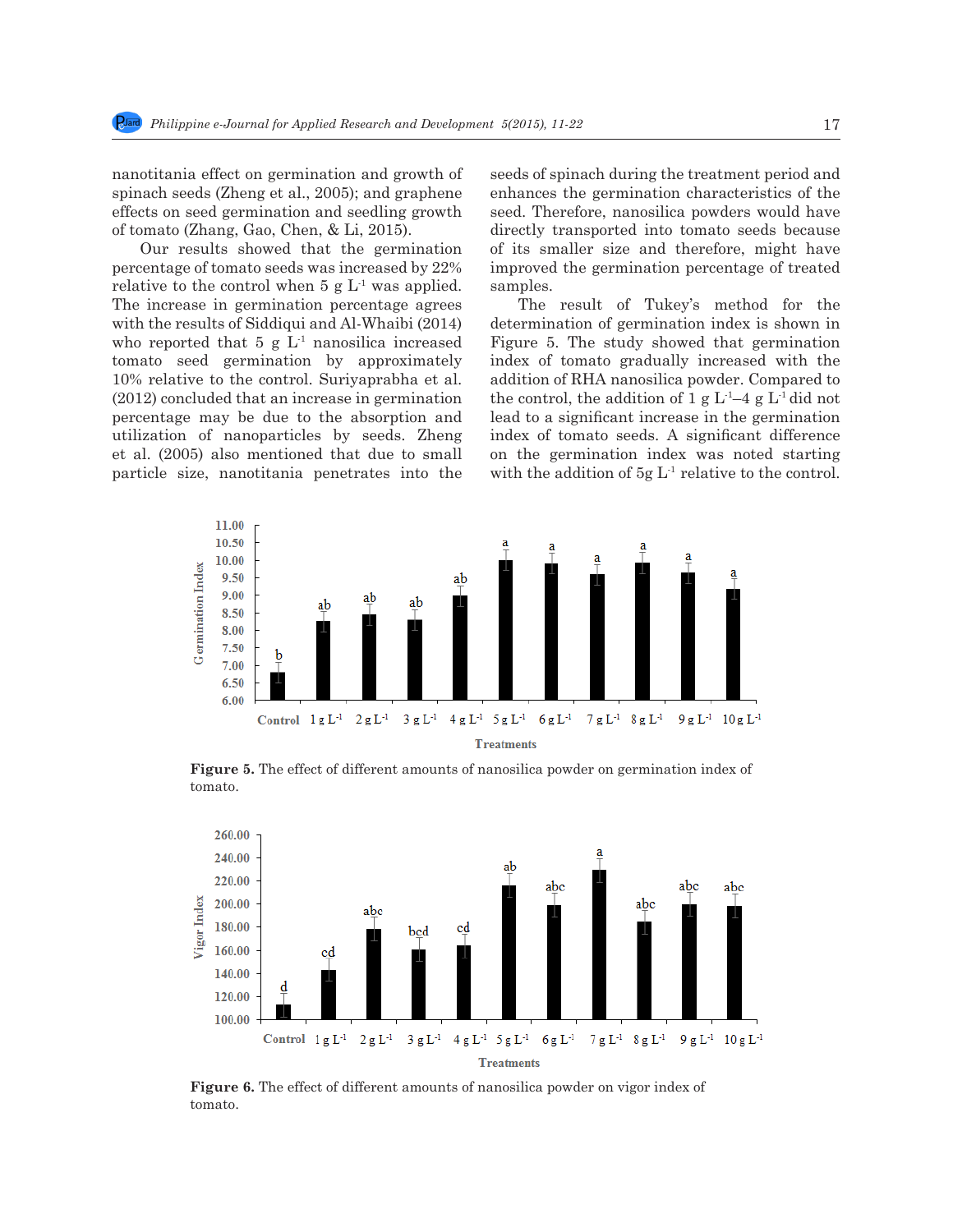nanotitania effect on germination and growth of spinach seeds (Zheng et al., 2005); and graphene effects on seed germination and seedling growth of tomato (Zhang, Gao, Chen, & Li, 2015).

Our results showed that the germination percentage of tomato seeds was increased by 22% relative to the control when 5 g $L^{-1}$ was applied. The increase in germination percentage agrees with the results of Siddiqui and Al-Whaibi (2014) who reported that 5 g $L^{-1}$ nanosilica increased tomato seed germination by approximately 10% relative to the control. Suriyaprabha et al. (2012) concluded that an increase in germination percentage may be due to the absorption and utilization of nanoparticles by seeds. Zheng et al. (2005) also mentioned that due to small particle size, nanotitania penetrates into the seeds of spinach during the treatment period and enhances the germination characteristics of the seed. Therefore, nanosilica powders would have directly transported into tomato seeds because of its smaller size and therefore, might have improved the germination percentage of treated samples.

The result of Tukey's method for the determination of germination index is shown in Figure 5. The study showed that germination index of tomato gradually increased with the addition of RHA nanosilica powder. Compared to the control, the addition of 1 g $L^{-1}$–4 g $L^{-1}$ did not lead to a significant increase in the germination index of tomato seeds. A significant difference on the germination index was noted starting with the addition of 5g $L^{-1}$ relative to the control.

**Figure 5.** The effect of different amounts of nanosilica powder on germination index of tomato.

**Figure 6.** The effect of different amounts of nanosilica powder on vigor index of tomato.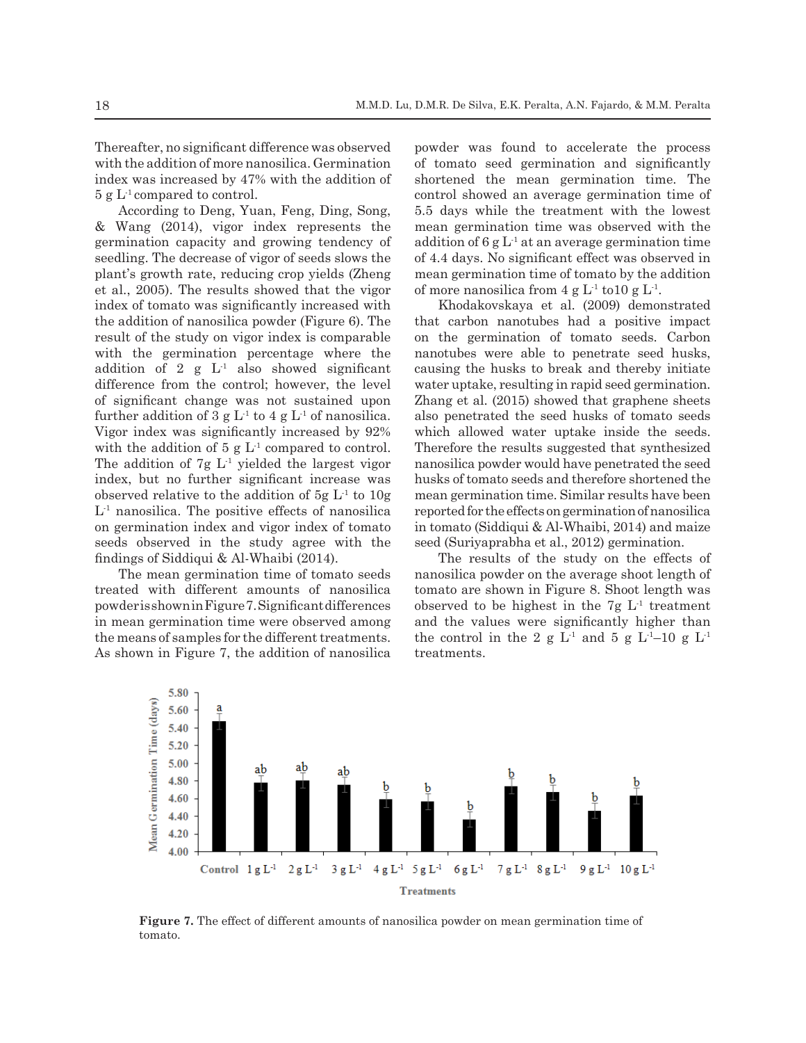Thereafter, no significant difference was observed with the addition of more nanosilica. Germination index was increased by 47% with the addition of 5 g $L^{-1}$ compared to control.

According to Deng, Yuan, Feng, Ding, Song, & Wang (2014), vigor index represents the germination capacity and growing tendency of seedling. The decrease of vigor of seeds slows the plant's growth rate, reducing crop yields (Zheng et al., 2005). The results showed that the vigor index of tomato was significantly increased with the addition of nanosilica powder (Figure 6). The result of the study on vigor index is comparable with the germination percentage where the addition of 2 g $L^{-1}$ also showed significant difference from the control; however, the level of significant change was not sustained upon further addition of 3 g $L^{-1}$ to 4 g $L^{-1}$ of nanosilica. Vigor index was significantly increased by 92% with the addition of 5 g $L^{-1}$ compared to control. The addition of 7g $L^{-1}$ yielded the largest vigor index, but no further significant increase was observed relative to the addition of 5g $L^{-1}$ to 10g $L^{-1}$ nanosilica. The positive effects of nanosilica on germination index and vigor index of tomato seeds observed in the study agree with the findings of Siddiqui & Al-Whaibi (2014).

The mean germination time of tomato seeds treated with different amounts of nanosilica powder is shown in Figure 7. Significant differences in mean germination time were observed among the means of samples for the different treatments. As shown in Figure 7, the addition of nanosilica powder was found to accelerate the process of tomato seed germination and significantly shortened the mean germination time. The control showed an average germination time of 5.5 days while the treatment with the lowest mean germination time was observed with the addition of 6 g $L^{-1}$ at an average germination time of 4.4 days. No significant effect was observed in mean germination time of tomato by the addition of more nanosilica from 4 g $L^{-1}$ to10 g $L^{-1}$.

Khodakovskaya et al. (2009) demonstrated that carbon nanotubes had a positive impact on the germination of tomato seeds. Carbon nanotubes were able to penetrate seed husks, causing the husks to break and thereby initiate water uptake, resulting in rapid seed germination. Zhang et al. (2015) showed that graphene sheets also penetrated the seed husks of tomato seeds which allowed water uptake inside the seeds. Therefore the results suggested that synthesized nanosilica powder would have penetrated the seed husks of tomato seeds and therefore shortened the mean germination time. Similar results have been reported for the effects on germination of nanosilica in tomato (Siddiqui & Al-Whaibi, 2014) and maize seed (Suriyaprabha et al., 2012) germination.

The results of the study on the effects of nanosilica powder on the average shoot length of tomato are shown in Figure 8. Shoot length was observed to be highest in the 7g $L^{-1}$ treatment and the values were significantly higher than the control in the 2 g $L^{-1}$ and 5 g $L^{-1}$–10 g $L^{-1}$ treatments.

**Figure 7.** The effect of different amounts of nanosilica powder on mean germination time of tomato.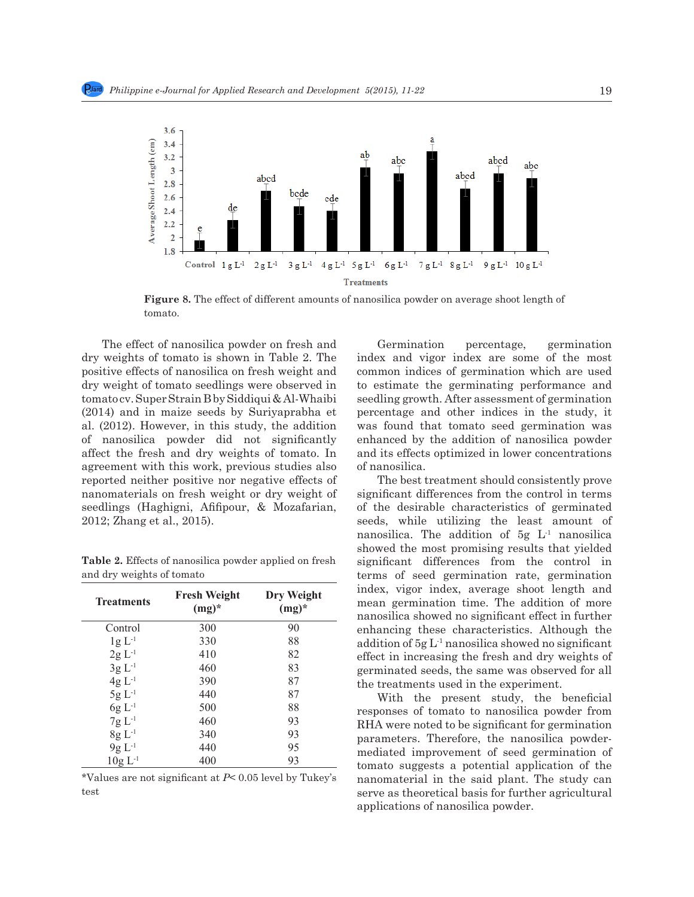**Figure 8.** The effect of different amounts of nanosilica powder on average shoot length of tomato.

The effect of nanosilica powder on fresh and dry weights of tomato is shown in Table 2. The positive effects of nanosilica on fresh weight and dry weight of tomato seedlings were observed in tomato cv. Super Strain B by Siddiqui & Al-Whaibi (2014) and in maize seeds by Suriyaprabha et al. (2012). However, in this study, the addition of nanosilica powder did not significantly affect the fresh and dry weights of tomato. In agreement with this work, previous studies also reported neither positive nor negative effects of nanomaterials on fresh weight or dry weight of seedlings (Haghigni, Afifipour, & Mozafarian, 2012; Zhang et al., 2015).

**Table 2.** Effects of nanosilica powder applied on fresh and dry weights of tomato

| Treatments | Fresh Weight (mg)* | Dry Weight (mg)* |
|---|---|---|
| Control | 300 | 90 |
| 1g $L^{-1}$ | 330 | 88 |
| 2g $L^{-1}$ | 410 | 82 |
| 3g $L^{-1}$ | 460 | 83 |
| 4g $L^{-1}$ | 390 | 87 |
| 5g $L^{-1}$ | 440 | 87 |
| 6g $L^{-1}$ | 500 | 88 |
| 7g $L^{-1}$ | 460 | 93 |
| 8g $L^{-1}$ | 340 | 93 |
| 9g $L^{-1}$ | 440 | 95 |
| 10g $L^{-1}$ | 400 | 93 |

*Values are not significant at $P < 0.05$ level by Tukey's test

Germination percentage, germination index and vigor index are some of the most common indices of germination which are used to estimate the germinating performance and seedling growth. After assessment of germination percentage and other indices in the study, it was found that tomato seed germination was enhanced by the addition of nanosilica powder and its effects optimized in lower concentrations of nanosilica.

The best treatment should consistently prove significant differences from the control in terms of the desirable characteristics of germinated seeds, while utilizing the least amount of nanosilica. The addition of 5g $L^{-1}$ nanosilica showed the most promising results that yielded significant differences from the control in terms of seed germination rate, germination index, vigor index, average shoot length and mean germination time. The addition of more nanosilica showed no significant effect in further enhancing these characteristics. Although the addition of 5g $L^{-1}$ nanosilica showed no significant effect in increasing the fresh and dry weights of germinated seeds, the same was observed for all the treatments used in the experiment.

With the present study, the beneficial responses of tomato to nanosilica powder from RHA were noted to be significant for germination parameters. Therefore, the nanosilica powder-mediated improvement of seed germination of tomato suggests a potential application of the nanomaterial in the said plant. The study can serve as theoretical basis for further agricultural applications of nanosilica powder.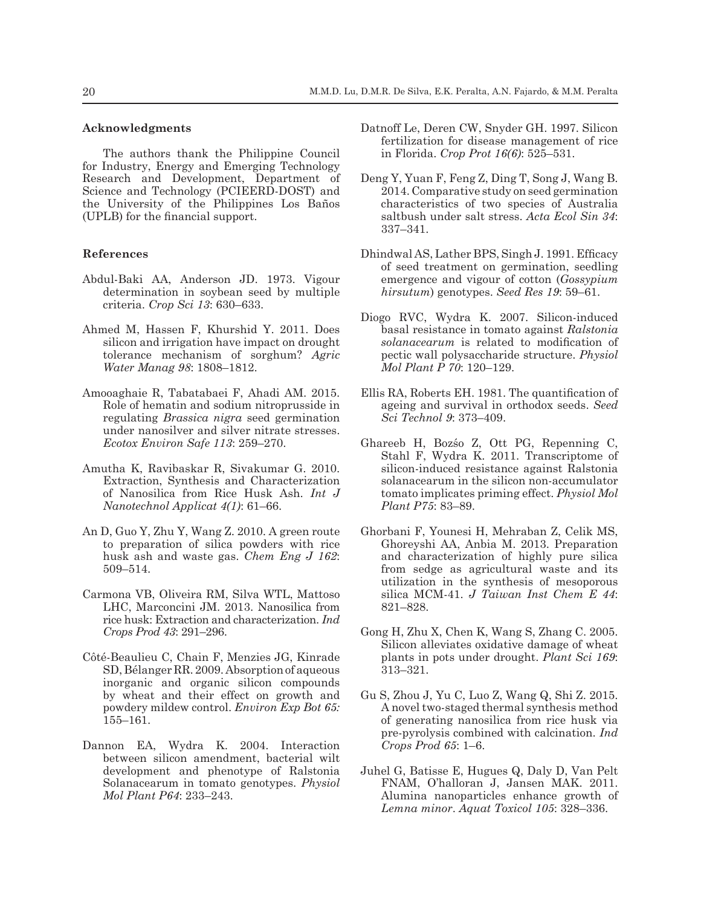### Acknowledgments

The authors thank the Philippine Council for Industry, Energy and Emerging Technology Research and Development, Department of Science and Technology (PCIEERD-DOST) and the University of the Philippines Los Baños (UPLB) for the financial support.

### References

Abdul-Baki AA, Anderson JD. 1973. Vigour determination in soybean seed by multiple criteria. *Crop Sci 13*: 630–633.

Ahmed M, Hassen F, Khurshid Y. 2011. Does silicon and irrigation have impact on drought tolerance mechanism of sorghum? *Agric Water Manag 98*: 1808–1812.

Amooaghaie R, Tabatabaei F, Ahadi AM. 2015. Role of hematin and sodium nitroprusside in regulating *Brassica nigra* seed germination under nanosilver and silver nitrate stresses. *Ecotox Environ Safe 113*: 259–270.

Amutha K, Ravibaskar R, Sivakumar G. 2010. Extraction, Synthesis and Characterization of Nanosilica from Rice Husk Ash. *Int J Nanotechnol Applicat 4(1)*: 61–66.

An D, Guo Y, Zhu Y, Wang Z. 2010. A green route to preparation of silica powders with rice husk ash and waste gas. *Chem Eng J 162*: 509–514.

Carmona VB, Oliveira RM, Silva WTL, Mattoso LHC, Marconcini JM. 2013. Nanosilica from rice husk: Extraction and characterization. *Ind Crops Prod 43*: 291–296.

Côté-Beaulieu C, Chain F, Menzies JG, Kinrade SD, Bélanger RR. 2009. Absorption of aqueous inorganic and organic silicon compounds by wheat and their effect on growth and powdery mildew control. *Environ Exp Bot 65:* 155–161.

Dannon EA, Wydra K. 2004. Interaction between silicon amendment, bacterial wilt development and phenotype of Ralstonia Solanacearum in tomato genotypes. *Physiol Mol Plant P64*: 233–243.

Datnoff Le, Deren CW, Snyder GH. 1997. Silicon fertilization for disease management of rice in Florida. *Crop Prot 16(6)*: 525–531.

Deng Y, Yuan F, Feng Z, Ding T, Song J, Wang B. 2014. Comparative study on seed germination characteristics of two species of Australia saltbush under salt stress. *Acta Ecol Sin 34*: 337–341.

Dhindwal AS, Lather BPS, Singh J. 1991. Efficacy of seed treatment on germination, seedling emergence and vigour of cotton (*Gossypium hirsutum*) genotypes. *Seed Res 19*: 59–61.

Diogo RVC, Wydra K. 2007. Silicon-induced basal resistance in tomato against *Ralstonia solanacearum* is related to modification of pectic wall polysaccharide structure. *Physiol Mol Plant P 70*: 120–129.

Ellis RA, Roberts EH. 1981. The quantification of ageing and survival in orthodox seeds. *Seed Sci Technol 9*: 373–409.

Ghareeb H, Bozśo Z, Ott PG, Repenning C, Stahl F, Wydra K. 2011. Transcriptome of silicon-induced resistance against Ralstonia solanacearum in the silicon non-accumulator tomato implicates priming effect. *Physiol Mol Plant P75*: 83–89.

Ghorbani F, Younesi H, Mehraban Z, Celik MS, Ghoreyshi AA, Anbia M. 2013. Preparation and characterization of highly pure silica from sedge as agricultural waste and its utilization in the synthesis of mesoporous silica MCM-41. *J Taiwan Inst Chem E 44*: 821–828.

Gong H, Zhu X, Chen K, Wang S, Zhang C. 2005. Silicon alleviates oxidative damage of wheat plants in pots under drought. *Plant Sci 169*: 313–321.

Gu S, Zhou J, Yu C, Luo Z, Wang Q, Shi Z. 2015. A novel two-staged thermal synthesis method of generating nanosilica from rice husk via pre-pyrolysis combined with calcination. *Ind Crops Prod 65*: 1–6.

Juhel G, Batisse E, Hugues Q, Daly D, Van Pelt FNAM, O'halloran J, Jansen MAK. 2011. Alumina nanoparticles enhance growth of *Lemna minor*. *Aquat Toxicol 105*: 328–336.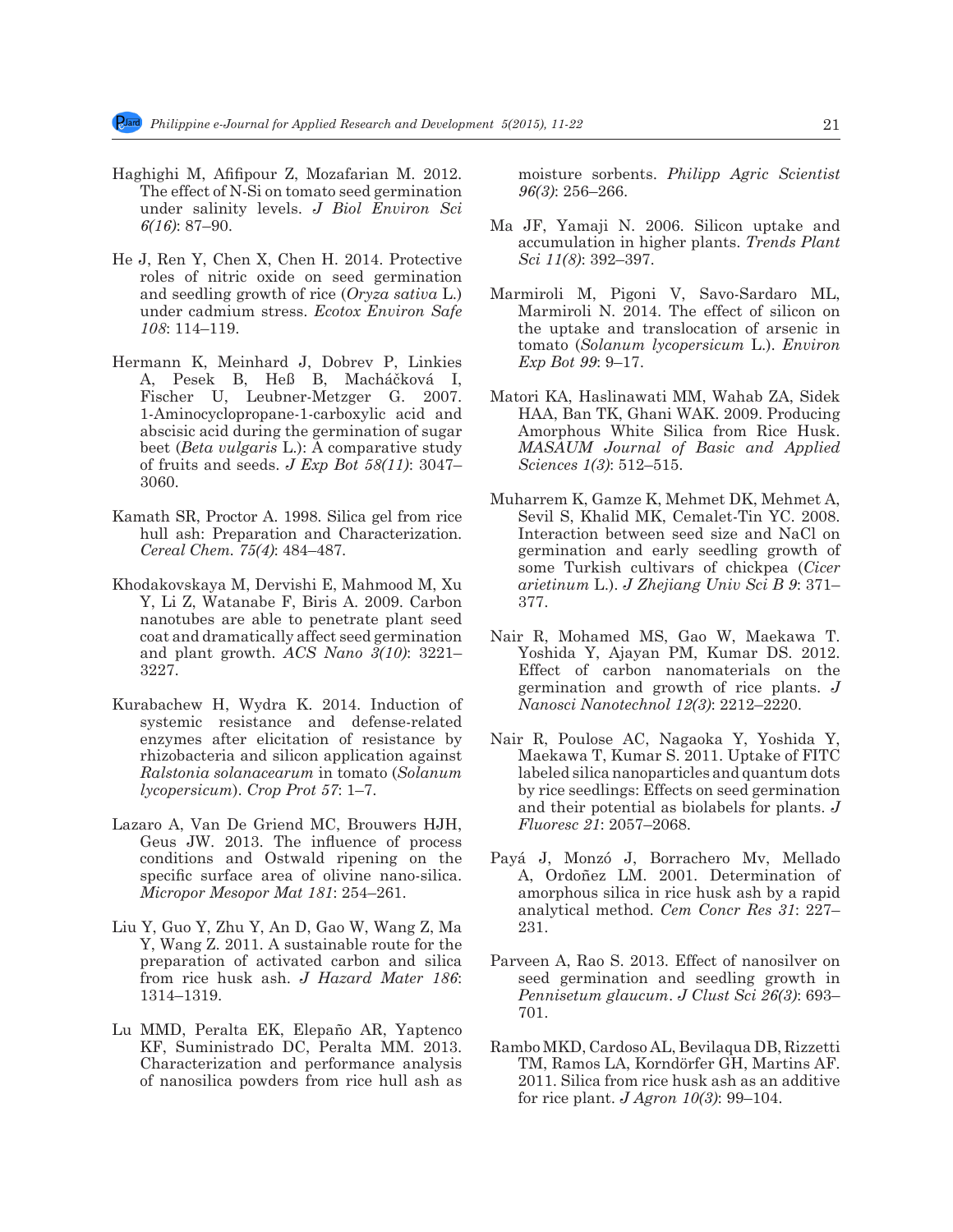Haghighi M, Afifipour Z, Mozafarian M. 2012. The effect of N-Si on tomato seed germination under salinity levels. *J Biol Environ Sci 6(16)*: 87–90.

He J, Ren Y, Chen X, Chen H. 2014. Protective roles of nitric oxide on seed germination and seedling growth of rice (*Oryza sativa* L.) under cadmium stress. *Ecotox Environ Safe 108*: 114–119.

Hermann K, Meinhard J, Dobrev P, Linkies A, Pesek B, Heß B, Macháčková I, Fischer U, Leubner-Metzger G. 2007. 1-Aminocyclopropane-1-carboxylic acid and abscisic acid during the germination of sugar beet (*Beta vulgaris* L.): A comparative study of fruits and seeds. *J Exp Bot 58(11)*: 3047–3060.

Kamath SR, Proctor A. 1998. Silica gel from rice hull ash: Preparation and Characterization. *Cereal Chem. 75(4)*: 484–487.

Khodakovskaya M, Dervishi E, Mahmood M, Xu Y, Li Z, Watanabe F, Biris A. 2009. Carbon nanotubes are able to penetrate plant seed coat and dramatically affect seed germination and plant growth. *ACS Nano 3(10)*: 3221–3227.

Kurabachew H, Wydra K. 2014. Induction of systemic resistance and defense-related enzymes after elicitation of resistance by rhizobacteria and silicon application against *Ralstonia solanacearum* in tomato (*Solanum lycopersicum*). *Crop Prot 57*: 1–7.

Lazaro A, Van De Griend MC, Brouwers HJH, Geus JW. 2013. The influence of process conditions and Ostwald ripening on the specific surface area of olivine nano-silica. *Micropor Mesopor Mat 181*: 254–261.

Liu Y, Guo Y, Zhu Y, An D, Gao W, Wang Z, Ma Y, Wang Z. 2011. A sustainable route for the preparation of activated carbon and silica from rice husk ash. *J Hazard Mater 186*: 1314–1319.

Lu MMD, Peralta EK, Elepaño AR, Yaptenco KF, Suministrado DC, Peralta MM. 2013. Characterization and performance analysis of nanosilica powders from rice hull ash as moisture sorbents. *Philipp Agric Scientist 96(3)*: 256–266.

Ma JF, Yamaji N. 2006. Silicon uptake and accumulation in higher plants. *Trends Plant Sci 11(8)*: 392–397.

Marmiroli M, Pigoni V, Savo-Sardaro ML, Marmiroli N. 2014. The effect of silicon on the uptake and translocation of arsenic in tomato (*Solanum lycopersicum* L.). *Environ Exp Bot 99*: 9–17.

Matori KA, Haslinawati MM, Wahab ZA, Sidek HAA, Ban TK, Ghani WAK. 2009. Producing Amorphous White Silica from Rice Husk. *MASAUM Journal of Basic and Applied Sciences 1(3)*: 512–515.

Muharrem K, Gamze K, Mehmet DK, Mehmet A, Sevil S, Khalid MK, Cemalet-Tin YC. 2008. Interaction between seed size and NaCl on germination and early seedling growth of some Turkish cultivars of chickpea (*Cicer arietinum* L.). *J Zhejiang Univ Sci B 9*: 371–377.

Nair R, Mohamed MS, Gao W, Maekawa T. Yoshida Y, Ajayan PM, Kumar DS. 2012. Effect of carbon nanomaterials on the germination and growth of rice plants. *J Nanosci Nanotechnol 12(3)*: 2212–2220.

Nair R, Poulose AC, Nagaoka Y, Yoshida Y, Maekawa T, Kumar S. 2011. Uptake of FITC labeled silica nanoparticles and quantum dots by rice seedlings: Effects on seed germination and their potential as biolabels for plants. *J Fluoresc 21*: 2057–2068.

Payá J, Monzó J, Borrachero Mv, Mellado A, Ordoñez LM. 2001. Determination of amorphous silica in rice husk ash by a rapid analytical method. *Cem Concr Res 31*: 227–231.

Parveen A, Rao S. 2013. Effect of nanosilver on seed germination and seedling growth in *Pennisetum glaucum*. *J Clust Sci 26(3)*: 693–701.

Rambo MKD, Cardoso AL, Bevilaqua DB, Rizzetti TM, Ramos LA, Korndörfer GH, Martins AF. 2011. Silica from rice husk ash as an additive for rice plant. *J Agron 10(3)*: 99–104.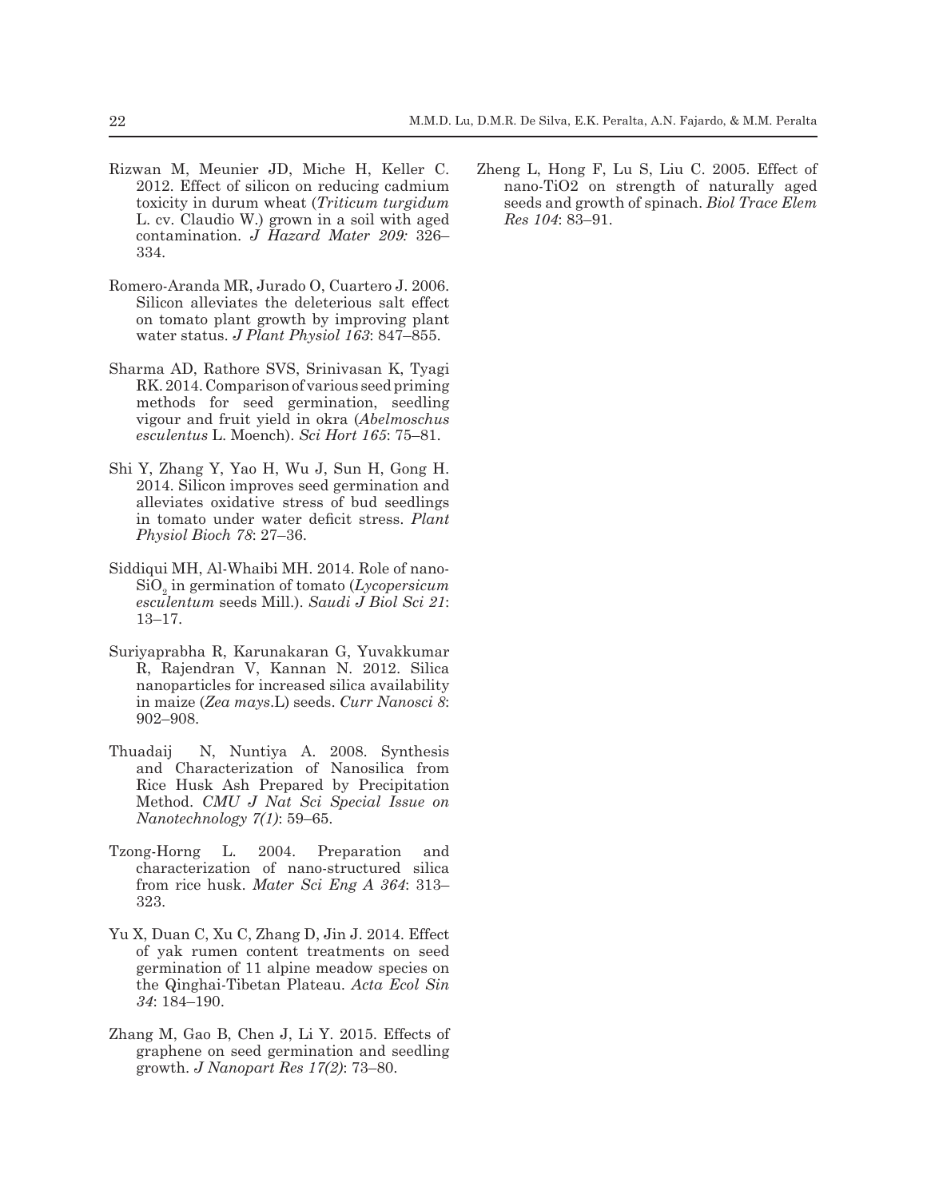Rizwan M, Meunier JD, Miche H, Keller C. 2012. Effect of silicon on reducing cadmium toxicity in durum wheat (*Triticum turgidum* L. cv. Claudio W.) grown in a soil with aged contamination. *J Hazard Mater 209:* 326–334.

Romero-Aranda MR, Jurado O, Cuartero J. 2006. Silicon alleviates the deleterious salt effect on tomato plant growth by improving plant water status. *J Plant Physiol 163*: 847–855.

Sharma AD, Rathore SVS, Srinivasan K, Tyagi RK. 2014. Comparison of various seed priming methods for seed germination, seedling vigour and fruit yield in okra (*Abelmoschus esculentus* L. Moench). *Sci Hort 165*: 75–81.

Shi Y, Zhang Y, Yao H, Wu J, Sun H, Gong H. 2014. Silicon improves seed germination and alleviates oxidative stress of bud seedlings in tomato under water deficit stress. *Plant Physiol Bioch 78*: 27–36.

Siddiqui MH, Al-Whaibi MH. 2014. Role of nano-$SiO_2$ in germination of tomato (*Lycopersicum esculentum* seeds Mill.). *Saudi J Biol Sci 21*: 13–17.

Suriyaprabha R, Karunakaran G, Yuvakkumar R, Rajendran V, Kannan N. 2012. Silica nanoparticles for increased silica availability in maize (*Zea mays*.L) seeds. *Curr Nanosci 8*: 902–908.

Thuadaij N, Nuntiya A. 2008. Synthesis and Characterization of Nanosilica from Rice Husk Ash Prepared by Precipitation Method. *CMU J Nat Sci Special Issue on Nanotechnology 7(1)*: 59–65.

Tzong-Horng L. 2004. Preparation and characterization of nano-structured silica from rice husk. *Mater Sci Eng A 364*: 313–323.

Yu X, Duan C, Xu C, Zhang D, Jin J. 2014. Effect of yak rumen content treatments on seed germination of 11 alpine meadow species on the Qinghai-Tibetan Plateau. *Acta Ecol Sin 34*: 184–190.

Zhang M, Gao B, Chen J, Li Y. 2015. Effects of graphene on seed germination and seedling growth. *J Nanopart Res 17(2)*: 73–80.

Zheng L, Hong F, Lu S, Liu C. 2005. Effect of nano-TiO2 on strength of naturally aged seeds and growth of spinach. *Biol Trace Elem Res 104*: 83–91.